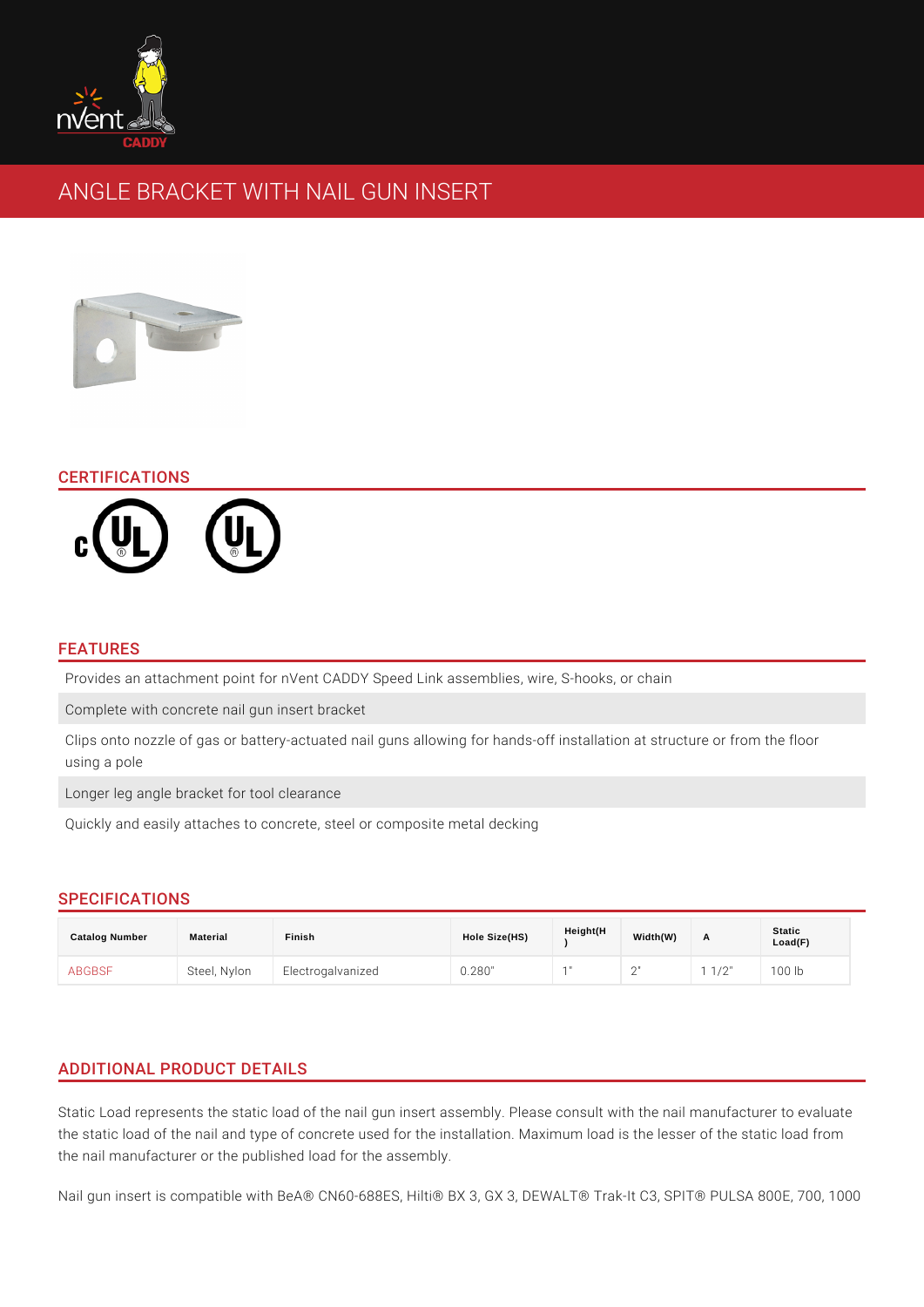# ANGLE BRACKET WITH NAIL GUN INSERT

## CERTIFICATIONS

## FEATURES

- Provides an attachment point for nVent CADDY Speed Link assemblies, wire, S-hooks, or chain
- Complete with concrete nail gun insert bracket
- Clips onto nozzle of gas or battery-actuated nail guns allowing for hands-off installation at structure or from the floor using a pole
- Longer leg angle bracket for tool clearance
- Quickly and easily attaches to concrete, steel or composite metal decking

## SPECIFICATIONS

| Catalog Number | Material | Finish | Hole Size(HS) | Height(H) | Width(W) | A | Static Load(F) |
|---|---|---|---|---|---|---|---|
| ABGBSF | Steel, Nylon | Electrogalvanized | 0.280" | 1" | 2" | 1 1/2" | 100 lb |

## ADDITIONAL PRODUCT DETAILS

Static Load represents the static load of the nail gun insert assembly. Please consult with the nail manufacturer to evaluate the static load of the nail and type of concrete used for the installation. Maximum load is the lesser of the static load from the nail manufacturer or the published load for the assembly.

Nail gun insert is compatible with BeA® CN60-688ES, Hilti® BX 3, GX 3, DEWALT® Trak-It C3, SPIT® PULSA 800E, 700, 1000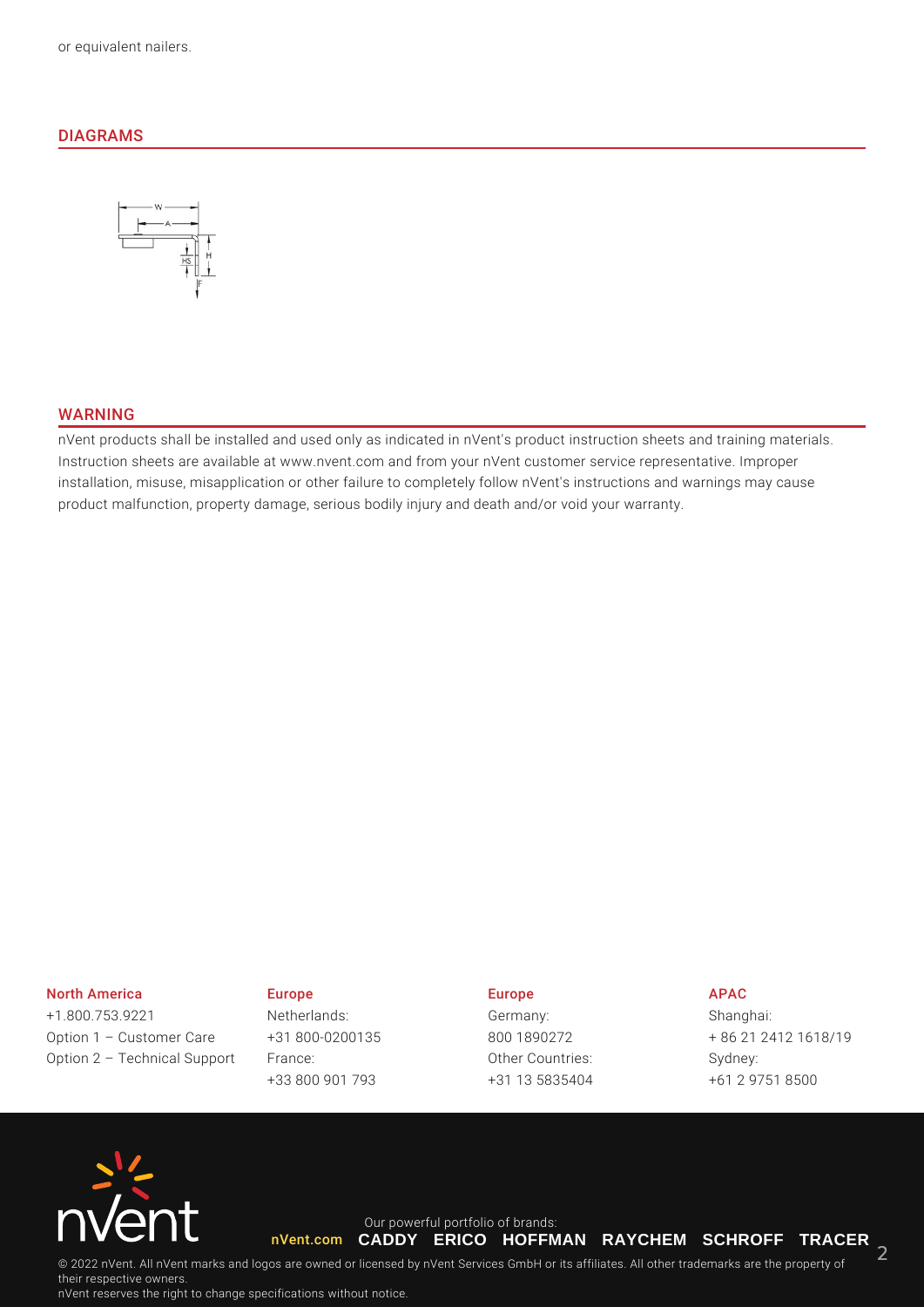or equivalent nailers.

## DIAGRAMS

W

A

HS

H

F

## WARNING

nVent products shall be installed and used only as indicated in nVent's product instruction sheets and training materials. Instruction sheets are available at www.nvent.com and from your nVent customer service representative. Improper installation, misuse, misapplication or other failure to completely follow nVent's instructions and warnings may cause product malfunction, property damage, serious bodily injury and death and/or void your warranty.

**North America**
+1.800.753.9221
Option 1 – Customer Care
Option 2 – Technical Support

**Europe**
Netherlands:
+31 800-0200135
France:
+33 800 901 793

**Europe**
Germany:
800 1890272
Other Countries:
+31 13 5835404

**APAC**
Shanghai:
+ 86 21 2412 1618/19
Sydney:
+61 2 9751 8500

nVent

Our powerful portfolio of brands:
nVent.com **CADDY ERICO HOFFMAN RAYCHEM SCHROFF TRACER**

© 2022 nVent. All nVent marks and logos are owned or licensed by nVent Services GmbH or its affiliates. All other trademarks are the property of their respective owners.
nVent reserves the right to change specifications without notice.